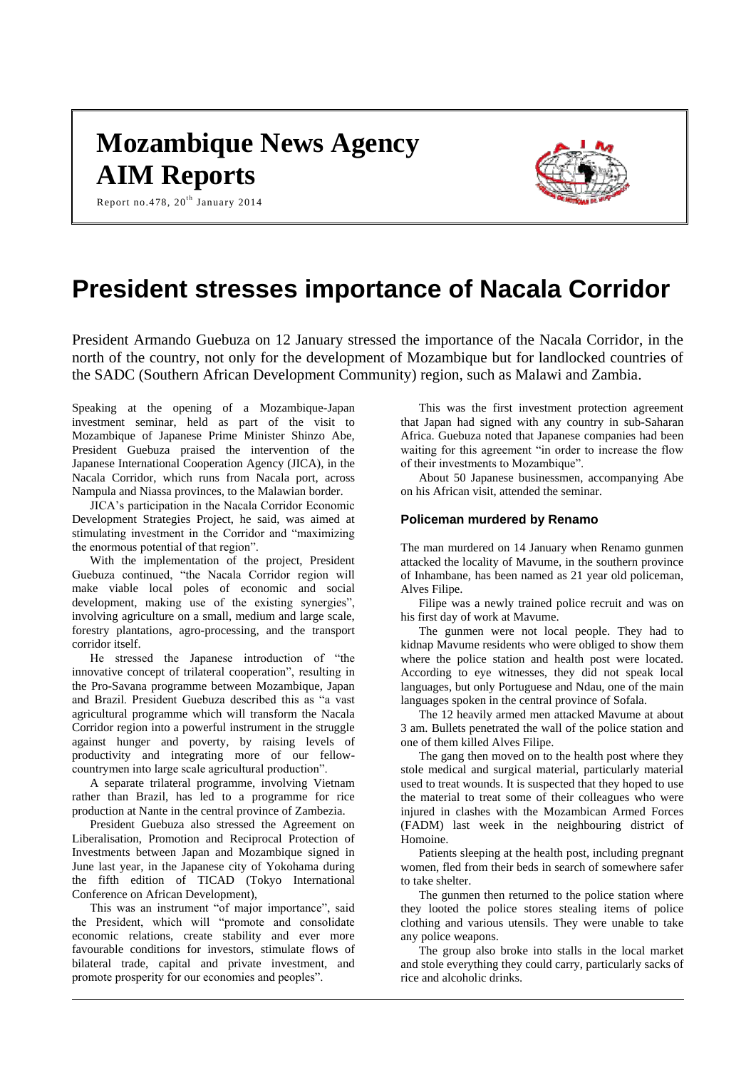# Mozambique News Agency
# AIM Reports

Report no.478, 20th January 2014

# President stresses importance of Nacala Corridor

President Armando Guebuza on 12 January stressed the importance of the Nacala Corridor, in the north of the country, not only for the development of Mozambique but for landlocked countries of the SADC (Southern African Development Community) region, such as Malawi and Zambia.

Speaking at the opening of a Mozambique-Japan investment seminar, held as part of the visit to Mozambique of Japanese Prime Minister Shinzo Abe, President Guebuza praised the intervention of the Japanese International Cooperation Agency (JICA), in the Nacala Corridor, which runs from Nacala port, across Nampula and Niassa provinces, to the Malawian border.

JICA's participation in the Nacala Corridor Economic Development Strategies Project, he said, was aimed at stimulating investment in the Corridor and "maximizing the enormous potential of that region".

With the implementation of the project, President Guebuza continued, "the Nacala Corridor region will make viable local poles of economic and social development, making use of the existing synergies", involving agriculture on a small, medium and large scale, forestry plantations, agro-processing, and the transport corridor itself.

He stressed the Japanese introduction of "the innovative concept of trilateral cooperation", resulting in the Pro-Savana programme between Mozambique, Japan and Brazil. President Guebuza described this as "a vast agricultural programme which will transform the Nacala Corridor region into a powerful instrument in the struggle against hunger and poverty, by raising levels of productivity and integrating more of our fellow-countrymen into large scale agricultural production".

A separate trilateral programme, involving Vietnam rather than Brazil, has led to a programme for rice production at Nante in the central province of Zambezia.

President Guebuza also stressed the Agreement on Liberalisation, Promotion and Reciprocal Protection of Investments between Japan and Mozambique signed in June last year, in the Japanese city of Yokohama during the fifth edition of TICAD (Tokyo International Conference on African Development),

This was an instrument "of major importance", said the President, which will "promote and consolidate economic relations, create stability and ever more favourable conditions for investors, stimulate flows of bilateral trade, capital and private investment, and promote prosperity for our economies and peoples".

This was the first investment protection agreement that Japan had signed with any country in sub-Saharan Africa. Guebuza noted that Japanese companies had been waiting for this agreement "in order to increase the flow of their investments to Mozambique".

About 50 Japanese businessmen, accompanying Abe on his African visit, attended the seminar.

### Policeman murdered by Renamo

The man murdered on 14 January when Renamo gunmen attacked the locality of Mavume, in the southern province of Inhambane, has been named as 21 year old policeman, Alves Filipe.

Filipe was a newly trained police recruit and was on his first day of work at Mavume.

The gunmen were not local people. They had to kidnap Mavume residents who were obliged to show them where the police station and health post were located. According to eye witnesses, they did not speak local languages, but only Portuguese and Ndau, one of the main languages spoken in the central province of Sofala.

The 12 heavily armed men attacked Mavume at about 3 am. Bullets penetrated the wall of the police station and one of them killed Alves Filipe.

The gang then moved on to the health post where they stole medical and surgical material, particularly material used to treat wounds. It is suspected that they hoped to use the material to treat some of their colleagues who were injured in clashes with the Mozambican Armed Forces (FADM) last week in the neighbouring district of Homoine.

Patients sleeping at the health post, including pregnant women, fled from their beds in search of somewhere safer to take shelter.

The gunmen then returned to the police station where they looted the police stores stealing items of police clothing and various utensils. They were unable to take any police weapons.

The group also broke into stalls in the local market and stole everything they could carry, particularly sacks of rice and alcoholic drinks.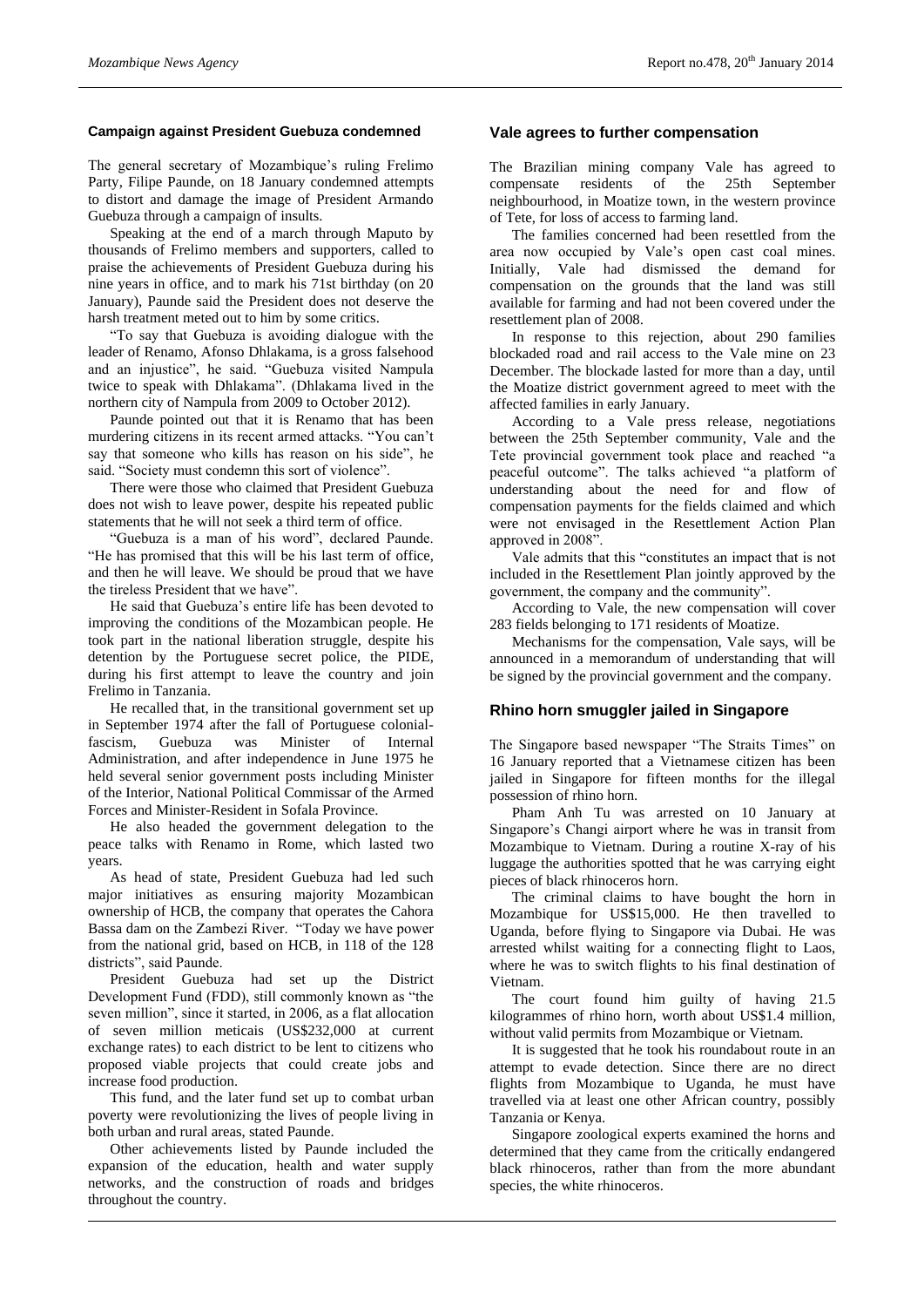### Campaign against President Guebuza condemned

The general secretary of Mozambique's ruling Frelimo Party, Filipe Paunde, on 18 January condemned attempts to distort and damage the image of President Armando Guebuza through a campaign of insults.

Speaking at the end of a march through Maputo by thousands of Frelimo members and supporters, called to praise the achievements of President Guebuza during his nine years in office, and to mark his 71st birthday (on 20 January), Paunde said the President does not deserve the harsh treatment meted out to him by some critics.

"To say that Guebuza is avoiding dialogue with the leader of Renamo, Afonso Dhlakama, is a gross falsehood and an injustice", he said. "Guebuza visited Nampula twice to speak with Dhlakama". (Dhlakama lived in the northern city of Nampula from 2009 to October 2012).

Paunde pointed out that it is Renamo that has been murdering citizens in its recent armed attacks. "You can't say that someone who kills has reason on his side", he said. "Society must condemn this sort of violence".

There were those who claimed that President Guebuza does not wish to leave power, despite his repeated public statements that he will not seek a third term of office.

"Guebuza is a man of his word", declared Paunde. "He has promised that this will be his last term of office, and then he will leave. We should be proud that we have the tireless President that we have".

He said that Guebuza's entire life has been devoted to improving the conditions of the Mozambican people. He took part in the national liberation struggle, despite his detention by the Portuguese secret police, the PIDE, during his first attempt to leave the country and join Frelimo in Tanzania.

He recalled that, in the transitional government set up in September 1974 after the fall of Portuguese colonial-fascism, Guebuza was Minister of Internal Administration, and after independence in June 1975 he held several senior government posts including Minister of the Interior, National Political Commissar of the Armed Forces and Minister-Resident in Sofala Province.

He also headed the government delegation to the peace talks with Renamo in Rome, which lasted two years.

As head of state, President Guebuza had led such major initiatives as ensuring majority Mozambican ownership of HCB, the company that operates the Cahora Bassa dam on the Zambezi River. "Today we have power from the national grid, based on HCB, in 118 of the 128 districts", said Paunde.

President Guebuza had set up the District Development Fund (FDD), still commonly known as "the seven million", since it started, in 2006, as a flat allocation of seven million meticais (US$232,000 at current exchange rates) to each district to be lent to citizens who proposed viable projects that could create jobs and increase food production.

This fund, and the later fund set up to combat urban poverty were revolutionizing the lives of people living in both urban and rural areas, stated Paunde.

Other achievements listed by Paunde included the expansion of the education, health and water supply networks, and the construction of roads and bridges throughout the country.

### Vale agrees to further compensation

The Brazilian mining company Vale has agreed to compensate residents of the 25th September neighbourhood, in Moatize town, in the western province of Tete, for loss of access to farming land.

The families concerned had been resettled from the area now occupied by Vale's open cast coal mines. Initially, Vale had dismissed the demand for compensation on the grounds that the land was still available for farming and had not been covered under the resettlement plan of 2008.

In response to this rejection, about 290 families blockaded road and rail access to the Vale mine on 23 December. The blockade lasted for more than a day, until the Moatize district government agreed to meet with the affected families in early January.

According to a Vale press release, negotiations between the 25th September community, Vale and the Tete provincial government took place and reached "a peaceful outcome". The talks achieved "a platform of understanding about the need for and flow of compensation payments for the fields claimed and which were not envisaged in the Resettlement Action Plan approved in 2008".

Vale admits that this "constitutes an impact that is not included in the Resettlement Plan jointly approved by the government, the company and the community".

According to Vale, the new compensation will cover 283 fields belonging to 171 residents of Moatize.

Mechanisms for the compensation, Vale says, will be announced in a memorandum of understanding that will be signed by the provincial government and the company.

### Rhino horn smuggler jailed in Singapore

The Singapore based newspaper "The Straits Times" on 16 January reported that a Vietnamese citizen has been jailed in Singapore for fifteen months for the illegal possession of rhino horn.

Pham Anh Tu was arrested on 10 January at Singapore's Changi airport where he was in transit from Mozambique to Vietnam. During a routine X-ray of his luggage the authorities spotted that he was carrying eight pieces of black rhinoceros horn.

The criminal claims to have bought the horn in Mozambique for US$15,000. He then travelled to Uganda, before flying to Singapore via Dubai. He was arrested whilst waiting for a connecting flight to Laos, where he was to switch flights to his final destination of Vietnam.

The court found him guilty of having 21.5 kilogrammes of rhino horn, worth about US$1.4 million, without valid permits from Mozambique or Vietnam.

It is suggested that he took his roundabout route in an attempt to evade detection. Since there are no direct flights from Mozambique to Uganda, he must have travelled via at least one other African country, possibly Tanzania or Kenya.

Singapore zoological experts examined the horns and determined that they came from the critically endangered black rhinoceros, rather than from the more abundant species, the white rhinoceros.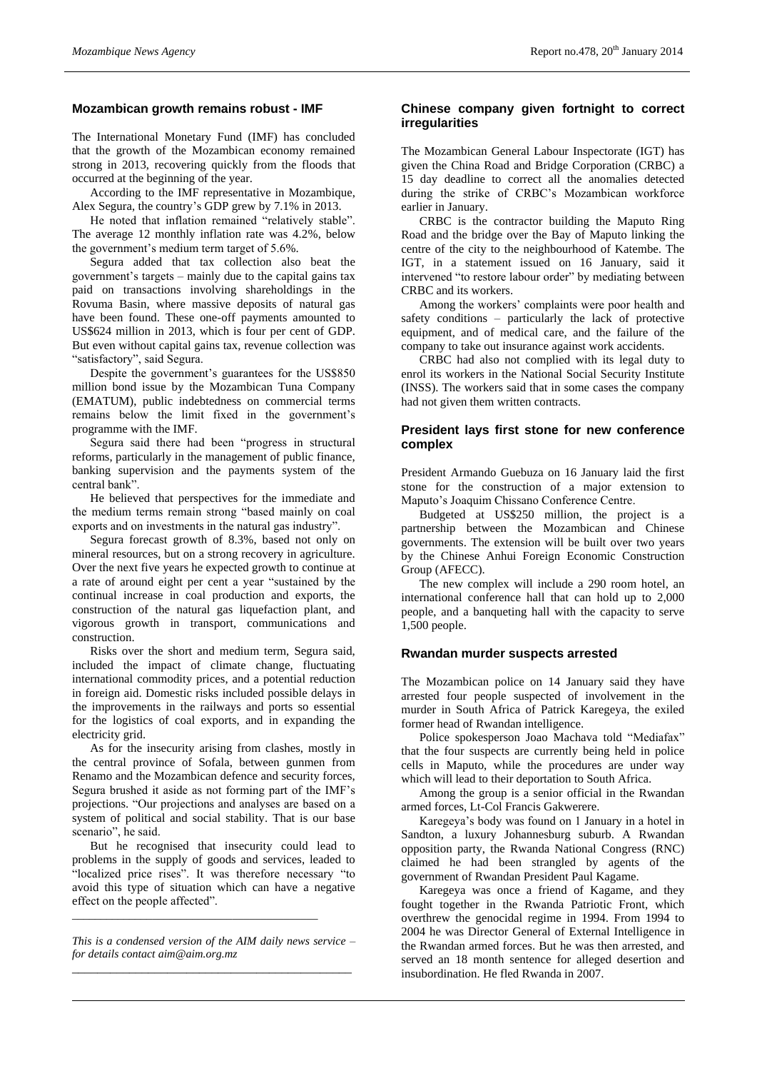## Mozambican growth remains robust - IMF

The International Monetary Fund (IMF) has concluded that the growth of the Mozambican economy remained strong in 2013, recovering quickly from the floods that occurred at the beginning of the year.

According to the IMF representative in Mozambique, Alex Segura, the country's GDP grew by 7.1% in 2013.

He noted that inflation remained "relatively stable". The average 12 monthly inflation rate was 4.2%, below the government's medium term target of 5.6%.

Segura added that tax collection also beat the government's targets – mainly due to the capital gains tax paid on transactions involving shareholdings in the Rovuma Basin, where massive deposits of natural gas have been found. These one-off payments amounted to US$624 million in 2013, which is four per cent of GDP. But even without capital gains tax, revenue collection was "satisfactory", said Segura.

Despite the government's guarantees for the US$850 million bond issue by the Mozambican Tuna Company (EMATUM), public indebtedness on commercial terms remains below the limit fixed in the government's programme with the IMF.

Segura said there had been "progress in structural reforms, particularly in the management of public finance, banking supervision and the payments system of the central bank".

He believed that perspectives for the immediate and the medium terms remain strong "based mainly on coal exports and on investments in the natural gas industry".

Segura forecast growth of 8.3%, based not only on mineral resources, but on a strong recovery in agriculture. Over the next five years he expected growth to continue at a rate of around eight per cent a year "sustained by the continual increase in coal production and exports, the construction of the natural gas liquefaction plant, and vigorous growth in transport, communications and construction.

Risks over the short and medium term, Segura said, included the impact of climate change, fluctuating international commodity prices, and a potential reduction in foreign aid. Domestic risks included possible delays in the improvements in the railways and ports so essential for the logistics of coal exports, and in expanding the electricity grid.

As for the insecurity arising from clashes, mostly in the central province of Sofala, between gunmen from Renamo and the Mozambican defence and security forces, Segura brushed it aside as not forming part of the IMF's projections. "Our projections and analyses are based on a system of political and social stability. That is our base scenario", he said.

But he recognised that insecurity could lead to problems in the supply of goods and services, leaded to "localized price rises". It was therefore necessary "to avoid this type of situation which can have a negative effect on the people affected".

---

*This is a condensed version of the AIM daily news service – for details contact aim@aim.org.mz*

---

## Chinese company given fortnight to correct irregularities

The Mozambican General Labour Inspectorate (IGT) has given the China Road and Bridge Corporation (CRBC) a 15 day deadline to correct all the anomalies detected during the strike of CRBC's Mozambican workforce earlier in January.

CRBC is the contractor building the Maputo Ring Road and the bridge over the Bay of Maputo linking the centre of the city to the neighbourhood of Katembe. The IGT, in a statement issued on 16 January, said it intervened "to restore labour order" by mediating between CRBC and its workers.

Among the workers' complaints were poor health and safety conditions – particularly the lack of protective equipment, and of medical care, and the failure of the company to take out insurance against work accidents.

CRBC had also not complied with its legal duty to enrol its workers in the National Social Security Institute (INSS). The workers said that in some cases the company had not given them written contracts.

## President lays first stone for new conference complex

President Armando Guebuza on 16 January laid the first stone for the construction of a major extension to Maputo's Joaquim Chissano Conference Centre.

Budgeted at US$250 million, the project is a partnership between the Mozambican and Chinese governments. The extension will be built over two years by the Chinese Anhui Foreign Economic Construction Group (AFECC).

The new complex will include a 290 room hotel, an international conference hall that can hold up to 2,000 people, and a banqueting hall with the capacity to serve 1,500 people.

## Rwandan murder suspects arrested

The Mozambican police on 14 January said they have arrested four people suspected of involvement in the murder in South Africa of Patrick Karegeya, the exiled former head of Rwandan intelligence.

Police spokesperson Joao Machava told "Mediafax" that the four suspects are currently being held in police cells in Maputo, while the procedures are under way which will lead to their deportation to South Africa.

Among the group is a senior official in the Rwandan armed forces, Lt-Col Francis Gakwerere.

Karegeya's body was found on 1 January in a hotel in Sandton, a luxury Johannesburg suburb. A Rwandan opposition party, the Rwanda National Congress (RNC) claimed he had been strangled by agents of the government of Rwandan President Paul Kagame.

Karegeya was once a friend of Kagame, and they fought together in the Rwanda Patriotic Front, which overthrew the genocidal regime in 1994. From 1994 to 2004 he was Director General of External Intelligence in the Rwandan armed forces. But he was then arrested, and served an 18 month sentence for alleged desertion and insubordination. He fled Rwanda in 2007.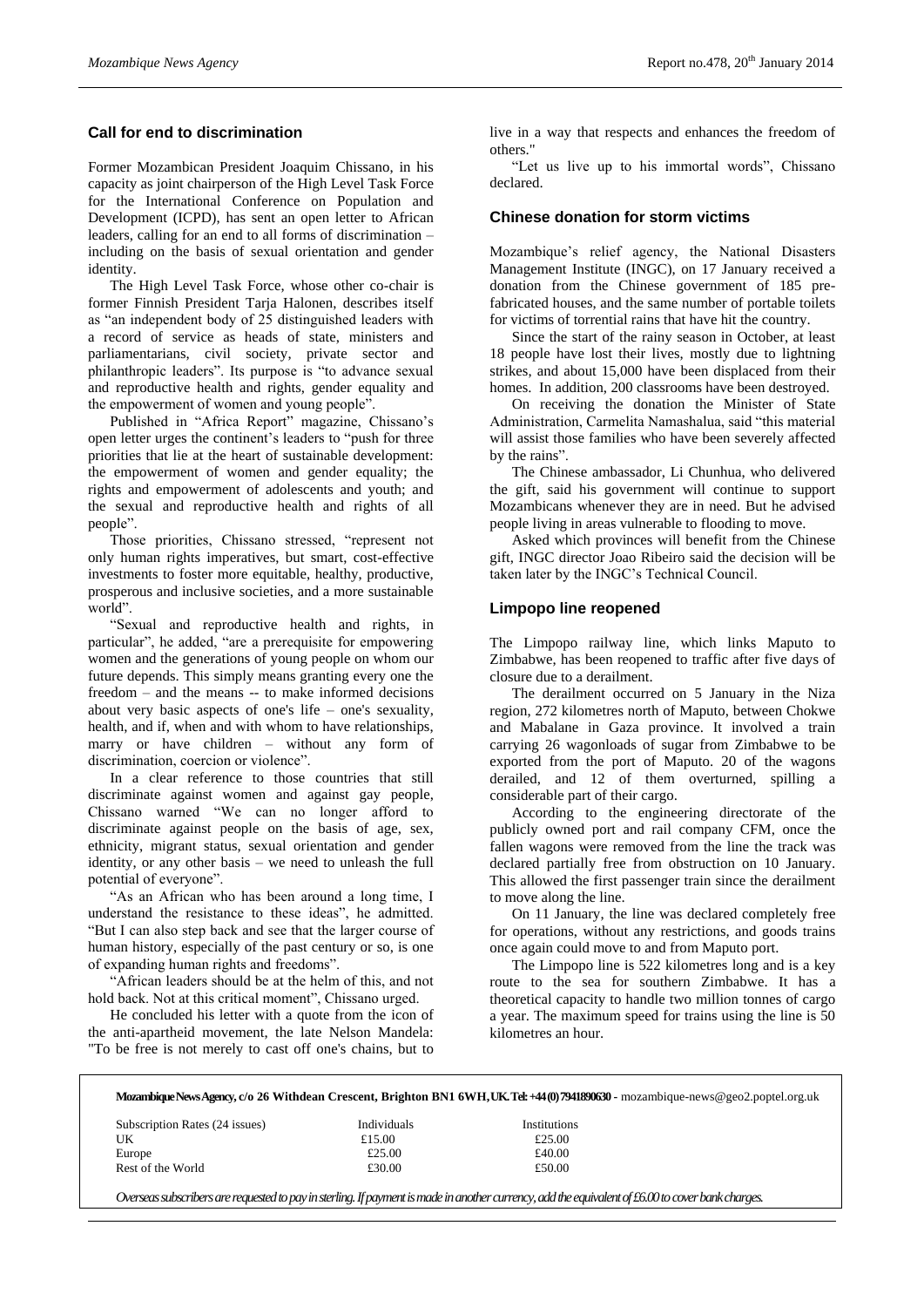## Call for end to discrimination

Former Mozambican President Joaquim Chissano, in his capacity as joint chairperson of the High Level Task Force for the International Conference on Population and Development (ICPD), has sent an open letter to African leaders, calling for an end to all forms of discrimination – including on the basis of sexual orientation and gender identity.

The High Level Task Force, whose other co-chair is former Finnish President Tarja Halonen, describes itself as "an independent body of 25 distinguished leaders with a record of service as heads of state, ministers and parliamentarians, civil society, private sector and philanthropic leaders". Its purpose is "to advance sexual and reproductive health and rights, gender equality and the empowerment of women and young people".

Published in "Africa Report" magazine, Chissano's open letter urges the continent's leaders to "push for three priorities that lie at the heart of sustainable development: the empowerment of women and gender equality; the rights and empowerment of adolescents and youth; and the sexual and reproductive health and rights of all people".

Those priorities, Chissano stressed, "represent not only human rights imperatives, but smart, cost-effective investments to foster more equitable, healthy, productive, prosperous and inclusive societies, and a more sustainable world".

"Sexual and reproductive health and rights, in particular", he added, "are a prerequisite for empowering women and the generations of young people on whom our future depends. This simply means granting every one the freedom – and the means -- to make informed decisions about very basic aspects of one's life – one's sexuality, health, and if, when and with whom to have relationships, marry or have children – without any form of discrimination, coercion or violence".

In a clear reference to those countries that still discriminate against women and against gay people, Chissano warned "We can no longer afford to discriminate against people on the basis of age, sex, ethnicity, migrant status, sexual orientation and gender identity, or any other basis – we need to unleash the full potential of everyone".

"As an African who has been around a long time, I understand the resistance to these ideas", he admitted. "But I can also step back and see that the larger course of human history, especially of the past century or so, is one of expanding human rights and freedoms".

"African leaders should be at the helm of this, and not hold back. Not at this critical moment", Chissano urged.

He concluded his letter with a quote from the icon of the anti-apartheid movement, the late Nelson Mandela: "To be free is not merely to cast off one's chains, but to live in a way that respects and enhances the freedom of others."

"Let us live up to his immortal words", Chissano declared.

## Chinese donation for storm victims

Mozambique's relief agency, the National Disasters Management Institute (INGC), on 17 January received a donation from the Chinese government of 185 pre-fabricated houses, and the same number of portable toilets for victims of torrential rains that have hit the country.

Since the start of the rainy season in October, at least 18 people have lost their lives, mostly due to lightning strikes, and about 15,000 have been displaced from their homes. In addition, 200 classrooms have been destroyed.

On receiving the donation the Minister of State Administration, Carmelita Namashalua, said "this material will assist those families who have been severely affected by the rains".

The Chinese ambassador, Li Chunhua, who delivered the gift, said his government will continue to support Mozambicans whenever they are in need. But he advised people living in areas vulnerable to flooding to move.

Asked which provinces will benefit from the Chinese gift, INGC director Joao Ribeiro said the decision will be taken later by the INGC's Technical Council.

## Limpopo line reopened

The Limpopo railway line, which links Maputo to Zimbabwe, has been reopened to traffic after five days of closure due to a derailment.

The derailment occurred on 5 January in the Niza region, 272 kilometres north of Maputo, between Chokwe and Mabalane in Gaza province. It involved a train carrying 26 wagonloads of sugar from Zimbabwe to be exported from the port of Maputo. 20 of the wagons derailed, and 12 of them overturned, spilling a considerable part of their cargo.

According to the engineering directorate of the publicly owned port and rail company CFM, once the fallen wagons were removed from the line the track was declared partially free from obstruction on 10 January. This allowed the first passenger train since the derailment to move along the line.

On 11 January, the line was declared completely free for operations, without any restrictions, and goods trains once again could move to and from Maputo port.

The Limpopo line is 522 kilometres long and is a key route to the sea for southern Zimbabwe. It has a theoretical capacity to handle two million tonnes of cargo a year. The maximum speed for trains using the line is 50 kilometres an hour.

**Mozambique News Agency, c/o 26 Withdean Crescent, Brighton BN1 6WH, UK. Tel: +44 (0) 7941890630 -** mozambique-news@geo2.poptel.org.uk

| Subscription Rates (24 issues) | Individuals | Institutions |
|---|---|---|
| UK | £15.00 | £25.00 |
| Europe | £25.00 | £40.00 |
| Rest of the World | £30.00 | £50.00 |

*Overseas subscribers are requested to pay in sterling. If payment is made in another currency, add the equivalent of £6.00 to cover bank charges.*